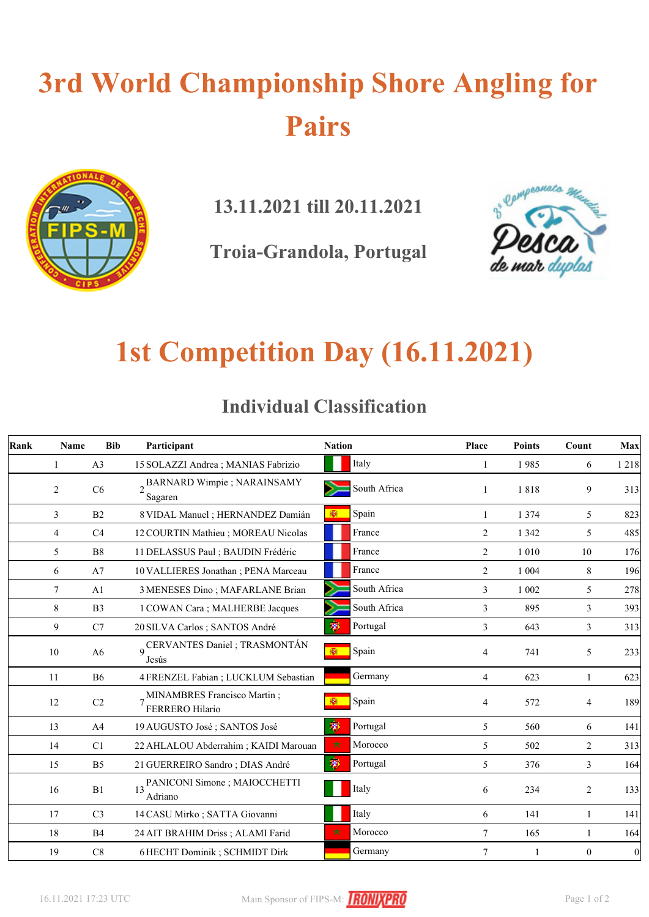# 3rd World Championship Shore Angling for Pairs

## 13.11.2021 till 20.11.2021

## Troia-Grandola, Portugal

# 1st Competition Day (16.11.2021)

## Individual Classification

| Rank | Name | Bib | Participant | Nation | Place | Points | Count | Max |
|---|---|---|---|---|---|---|---|---|
| 1 | A3 | 15 | SOLAZZI Andrea ; MANIAS Fabrizio | Italy | 1 | 1 985 | 6 | 1 218 |
| 2 | C6 | 2 | BARNARD Wimpie ; NARAINSAMY Sagaren | South Africa | 1 | 1 818 | 9 | 313 |
| 3 | B2 | 8 | VIDAL Manuel ; HERNANDEZ Damián | Spain | 1 | 1 374 | 5 | 823 |
| 4 | C4 | 12 | COURTIN Mathieu ; MOREAU Nicolas | France | 2 | 1 342 | 5 | 485 |
| 5 | B8 | 11 | DELASSUS Paul ; BAUDIN Frédéric | France | 2 | 1 010 | 10 | 176 |
| 6 | A7 | 10 | VALLIERES Jonathan ; PENA Marceau | France | 2 | 1 004 | 8 | 196 |
| 7 | A1 | 3 | MENESES Dino ; MAFARLANE Brian | South Africa | 3 | 1 002 | 5 | 278 |
| 8 | B3 | 1 | COWAN Cara ; MALHERBE Jacques | South Africa | 3 | 895 | 3 | 393 |
| 9 | C7 | 20 | SILVA Carlos ; SANTOS André | Portugal | 3 | 643 | 3 | 313 |
| 10 | A6 | 9 | CERVANTES Daniel ; TRASMONTÁN Jesús | Spain | 4 | 741 | 5 | 233 |
| 11 | B6 | 4 | FRENZEL Fabian ; LUCKLUM Sebastian | Germany | 4 | 623 | 1 | 623 |
| 12 | C2 | 7 | MINAMBRES Francisco Martin ; FERRERO Hilario | Spain | 4 | 572 | 4 | 189 |
| 13 | A4 | 19 | AUGUSTO José ; SANTOS José | Portugal | 5 | 560 | 6 | 141 |
| 14 | C1 | 22 | AHLALOU Abderrahim ; KAIDI Marouan | Morocco | 5 | 502 | 2 | 313 |
| 15 | B5 | 21 | GUERREIRO Sandro ; DIAS André | Portugal | 5 | 376 | 3 | 164 |
| 16 | B1 | 13 | PANICONI Simone ; MAIOCCHETTI Adriano | Italy | 6 | 234 | 2 | 133 |
| 17 | C3 | 14 | CASU Mirko ; SATTA Giovanni | Italy | 6 | 141 | 1 | 141 |
| 18 | B4 | 24 | AIT BRAHIM Driss ; ALAMI Farid | Morocco | 7 | 165 | 1 | 164 |
| 19 | C8 | 6 | HECHT Dominik ; SCHMIDT Dirk | Germany | 7 | 1 | 0 | 0 |

16.11.2021 17:23 UTC Main Sponsor of FIPS-M: IRONIXPRO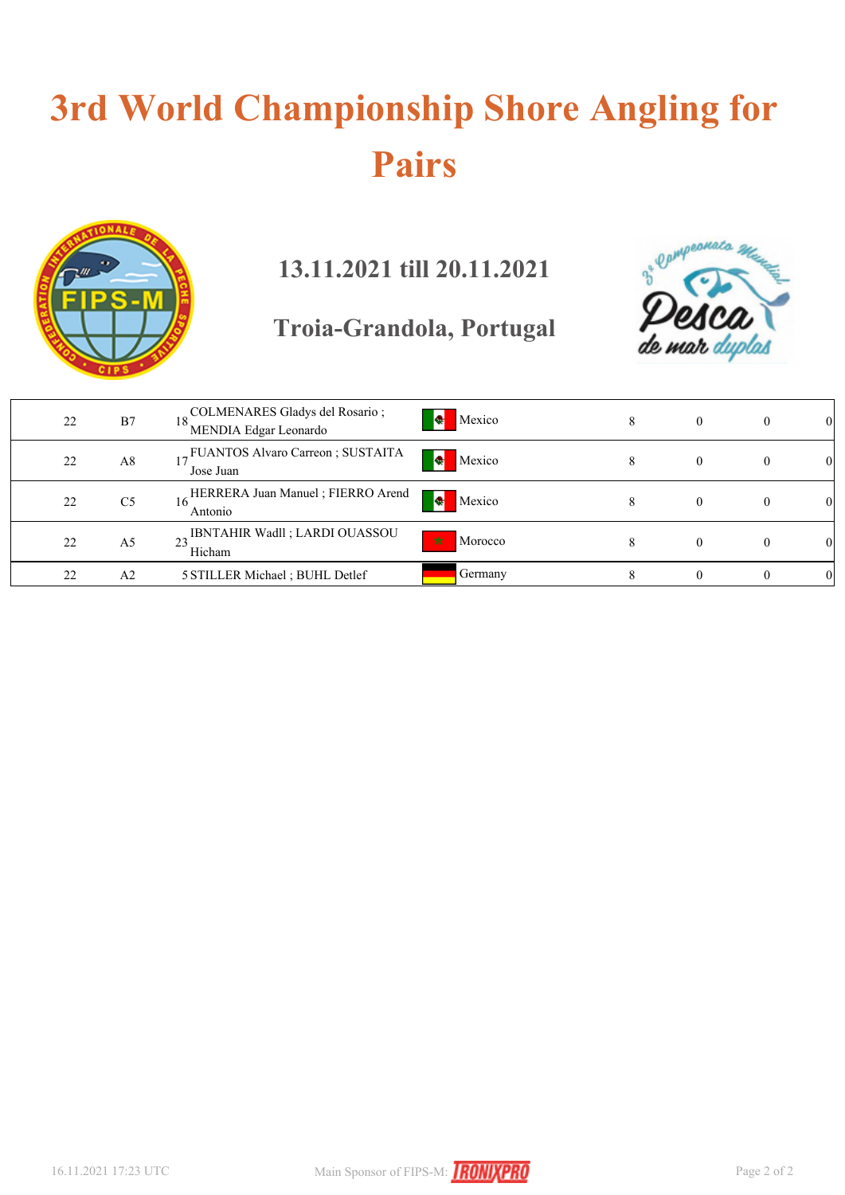# 3rd World Championship Shore Angling for Pairs

## 13.11.2021 till 20.11.2021

## Troia-Grandola, Portugal

| | | | | | | | | |
|---|---|---|---|---|---|---|---|---|
| 22 | B7 | 18 | COLMENARES Gladys del Rosario ; MENDIA Edgar Leonardo | Mexico | 8 | 0 | 0 | 0 |
| 22 | A8 | 17 | FUANTOS Alvaro Carreon ; SUSTAITA Jose Juan | Mexico | 8 | 0 | 0 | 0 |
| 22 | C5 | 16 | HERRERA Juan Manuel ; FIERRO Arend Antonio | Mexico | 8 | 0 | 0 | 0 |
| 22 | A5 | 23 | IBNTAHIR Wadll ; LARDI OUASSOU Hicham | Morocco | 8 | 0 | 0 | 0 |
| 22 | A2 | 5 | STILLER Michael ; BUHL Detlef | Germany | 8 | 0 | 0 | 0 |

16.11.2021 17:23 UTC

Main Sponsor of FIPS-M: IRONIXPRO